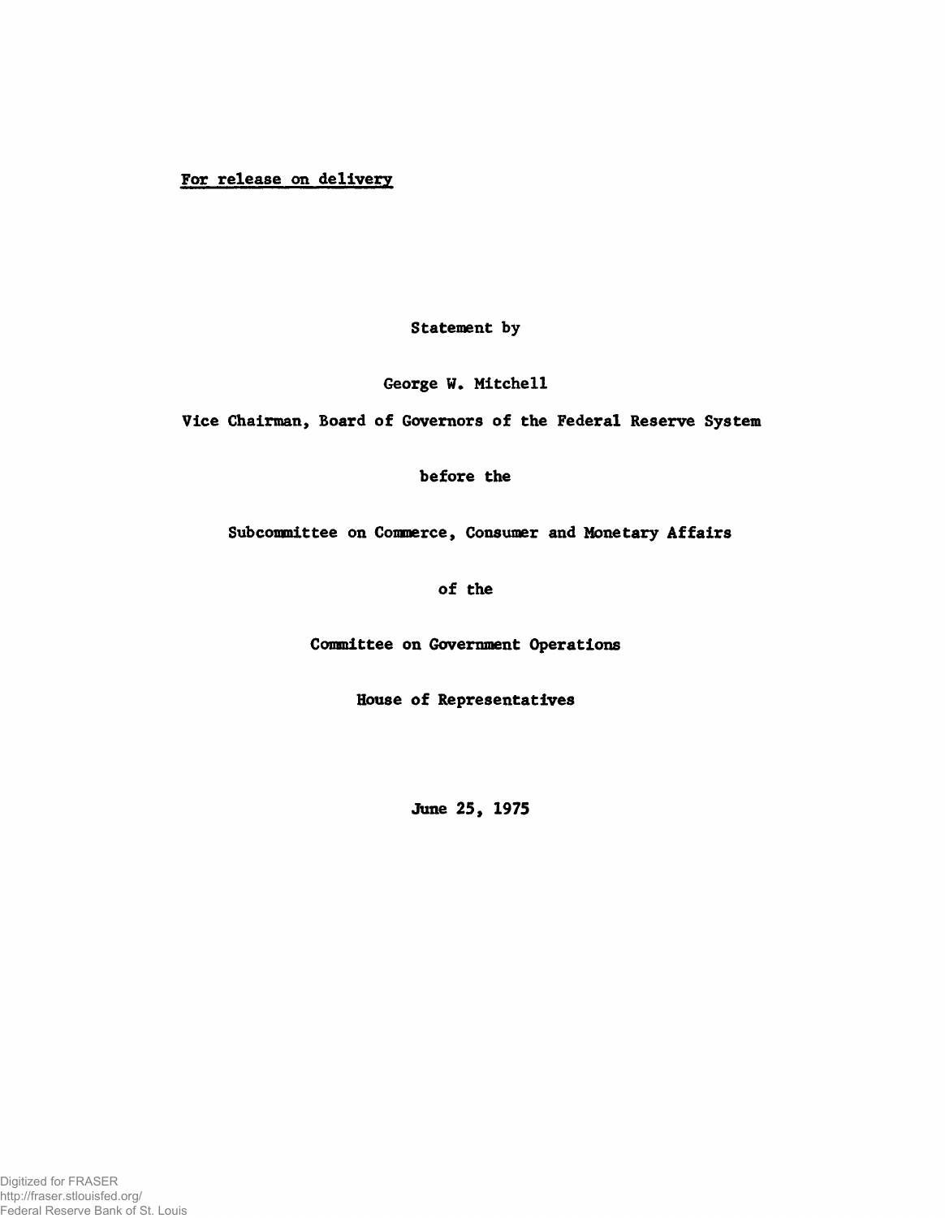**For release on delivery**

**Statement by**

**George W. Mitchell**

**Vice Chairman, Board of Governors of the Federal Reserve System**

**before the**

**Subcommittee on Commerce, Consumer and Monetary Affairs**

**of the**

**Committee on Government Operations**

**House of Representatives**

**June 25, 1975**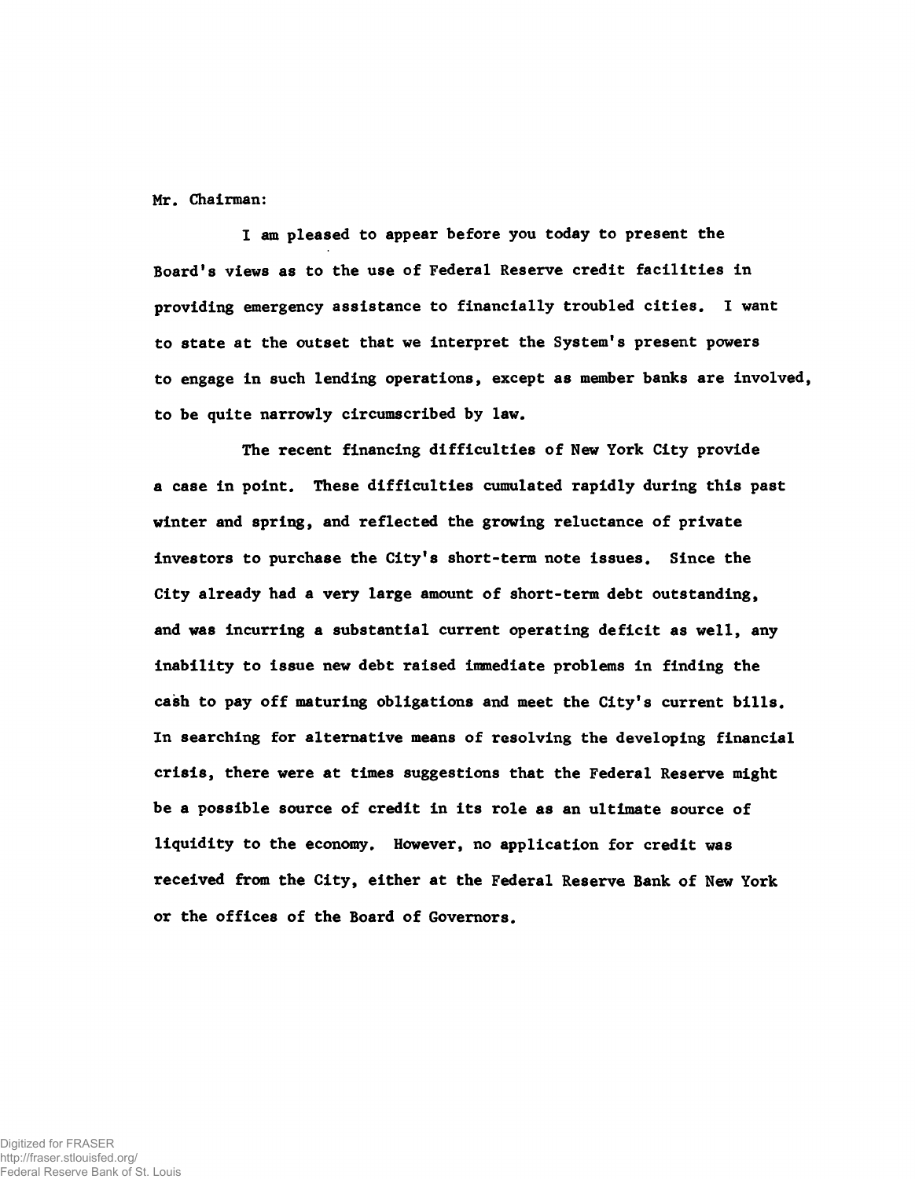Mr. Chairman:

I am pleased to appear before you today to present the Board's views as to the use of Federal Reserve credit facilities in providing emergency assistance to financially troubled cities. I want to state at the outset that we interpret the System's present powers to engage in such lending operations, except as member banks are involved, to be quite narrowly circumscribed by law.

The recent financing difficulties of New York City provide a case in point. These difficulties cumulated rapidly during this past winter and spring, and reflected the growing reluctance of private investors to purchase the City's short-term note issues. Since the City already had a very large amount of short-term debt outstanding, and was incurring a substantial current operating deficit as well, any inability to issue new debt raised immediate problems in finding the cash to pay off maturing obligations and meet the City's current bills. In searching for alternative means of resolving the developing financial crisis, there were at times suggestions that the Federal Reserve might be a possible source of credit in its role as an ultimate source of liquidity to the economy. However, no application for credit was received from the City, either at the Federal Reserve Bank of New York or the offices of the Board of Governors.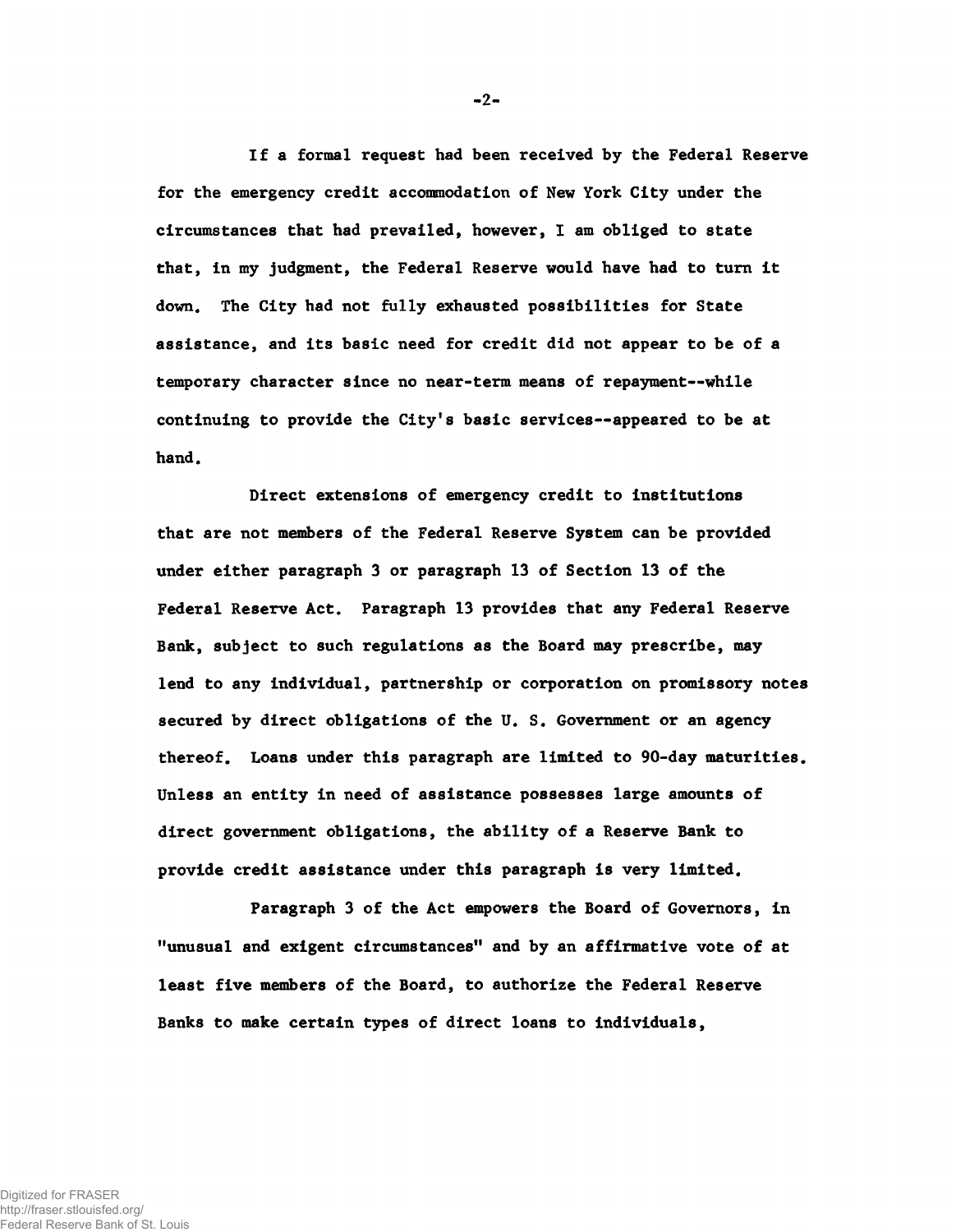If a formal request had been received by the Federal Reserve for the emergency credit accommodation of New York City under the circumstances that had prevailed, however, I am obliged to state that, in my judgment, the Federal Reserve would have had to turn it down. The City had not fully exhausted possibilities for State assistance, and its basic need for credit did not appear to be of a temporary character since no near-term means of repayment--while continuing to provide the City's basic services--appeared to be at hand.

Direct extensions of emergency credit to institutions that are not members of the Federal Reserve System can be provided under either paragraph 3 or paragraph 13 of Section 13 of the Federal Reserve Act. Paragraph 13 provides that any Federal Reserve Bank, subject to such regulations as the Board may prescribe, may lend to any individual, partnership or corporation on promissory notes secured by direct obligations of the U. S. Government or an agency thereof. Loans under this paragraph are limited to 90-day maturities. Unless an entity in need of assistance possesses large amounts of direct government obligations, the ability of a Reserve Bank to provide credit assistance under this paragraph is very limited.

Paragraph 3 of the Act empowers the Board of Governors, in "unusual and exigent circumstances" and by an affirmative vote of at least five members of the Board, to authorize the Federal Reserve Banks to make certain types of direct loans to individuals,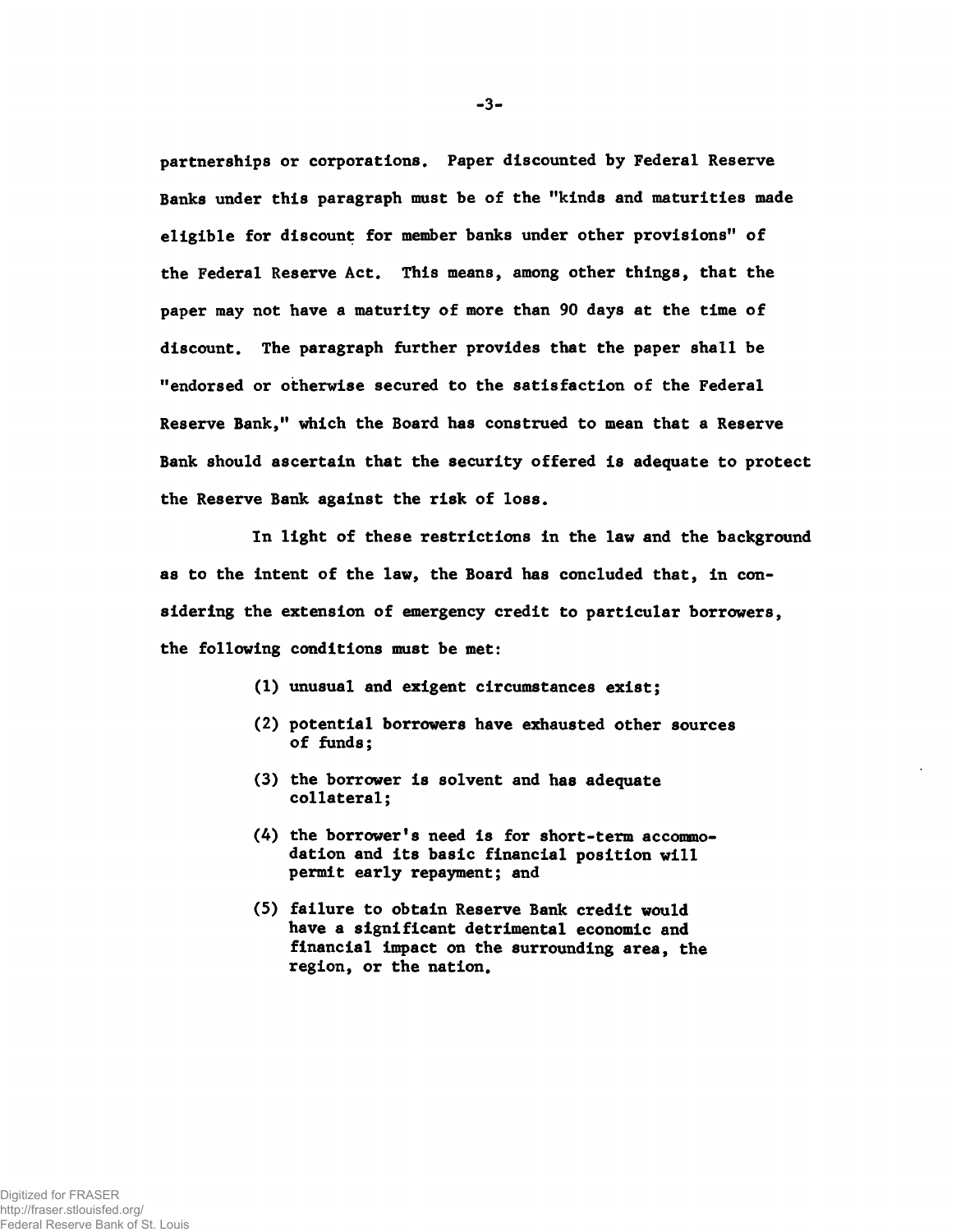partnerships or corporations. Paper discounted by Federal Reserve Banks under this paragraph must be of the "kinds and maturities made eligible for discount for member banks under other provisions" of the Federal Reserve Act. This means, among other things, that the paper may not have a maturity of more than 90 days at the time of discount. The paragraph further provides that the paper shall be "endorsed or otherwise secured to the satisfaction of the Federal Reserve Bank," which the Board has construed to mean that a Reserve Bank should ascertain that the security offered is adequate to protect the Reserve Bank against the risk of loss.

In light of these restrictions in the law and the background as to the intent of the law, the Board has concluded that, in considering the extension of emergency credit to particular borrowers, the following conditions must be met:

(1) unusual and exigent circumstances exist;

(2) potential borrowers have exhausted other sources of funds;

(3) the borrower is solvent and has adequate collateral;

(4) the borrower's need is for short-term accommodation and its basic financial position will permit early repayment; and

(5) failure to obtain Reserve Bank credit would have a significant detrimental economic and financial impact on the surrounding area, the region, or the nation.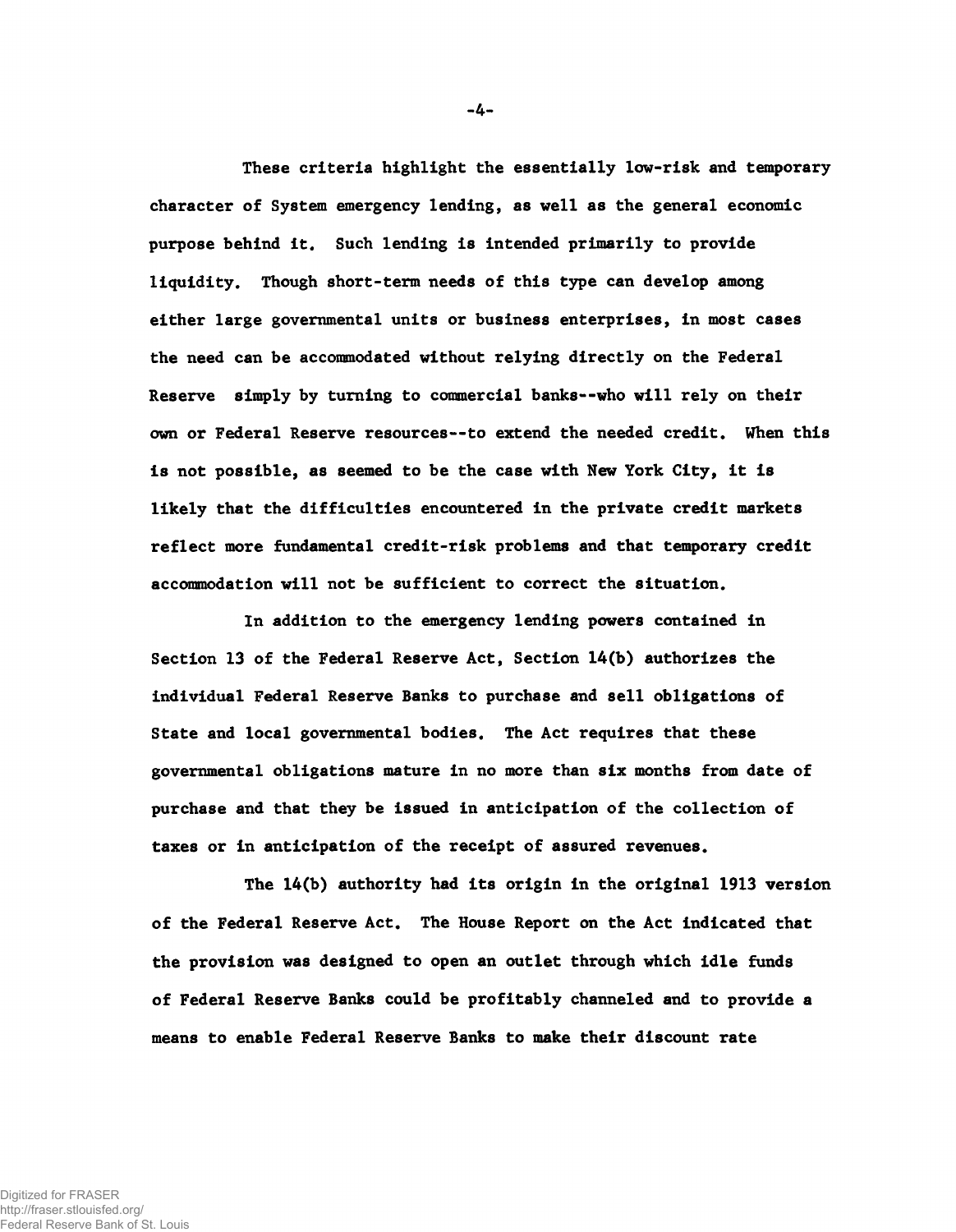These criteria highlight the essentially low-risk and temporary character of System emergency lending, as well as the general economic purpose behind it. Such lending is intended primarily to provide liquidity. Though short-term needs of this type can develop among either large governmental units or business enterprises, in most cases the need can be accommodated without relying directly on the Federal Reserve simply by turning to commercial banks--who will rely on their own or Federal Reserve resources--to extend the needed credit. When this is not possible, as seemed to be the case with New York City, it is likely that the difficulties encountered in the private credit markets reflect more fundamental credit-risk problems and that temporary credit accommodation will not be sufficient to correct the situation.

In addition to the emergency lending powers contained in Section 13 of the Federal Reserve Act, Section 14(b) authorizes the individual Federal Reserve Banks to purchase and sell obligations of State and local governmental bodies. The Act requires that these governmental obligations mature in no more than six months from date of purchase and that they be issued in anticipation of the collection of taxes or in anticipation of the receipt of assured revenues.

The 14(b) authority had its origin in the original 1913 version of the Federal Reserve Act. The House Report on the Act indicated that the provision was designed to open an outlet through which idle funds of Federal Reserve Banks could be profitably channeled and to provide a means to enable Federal Reserve Banks to make their discount rate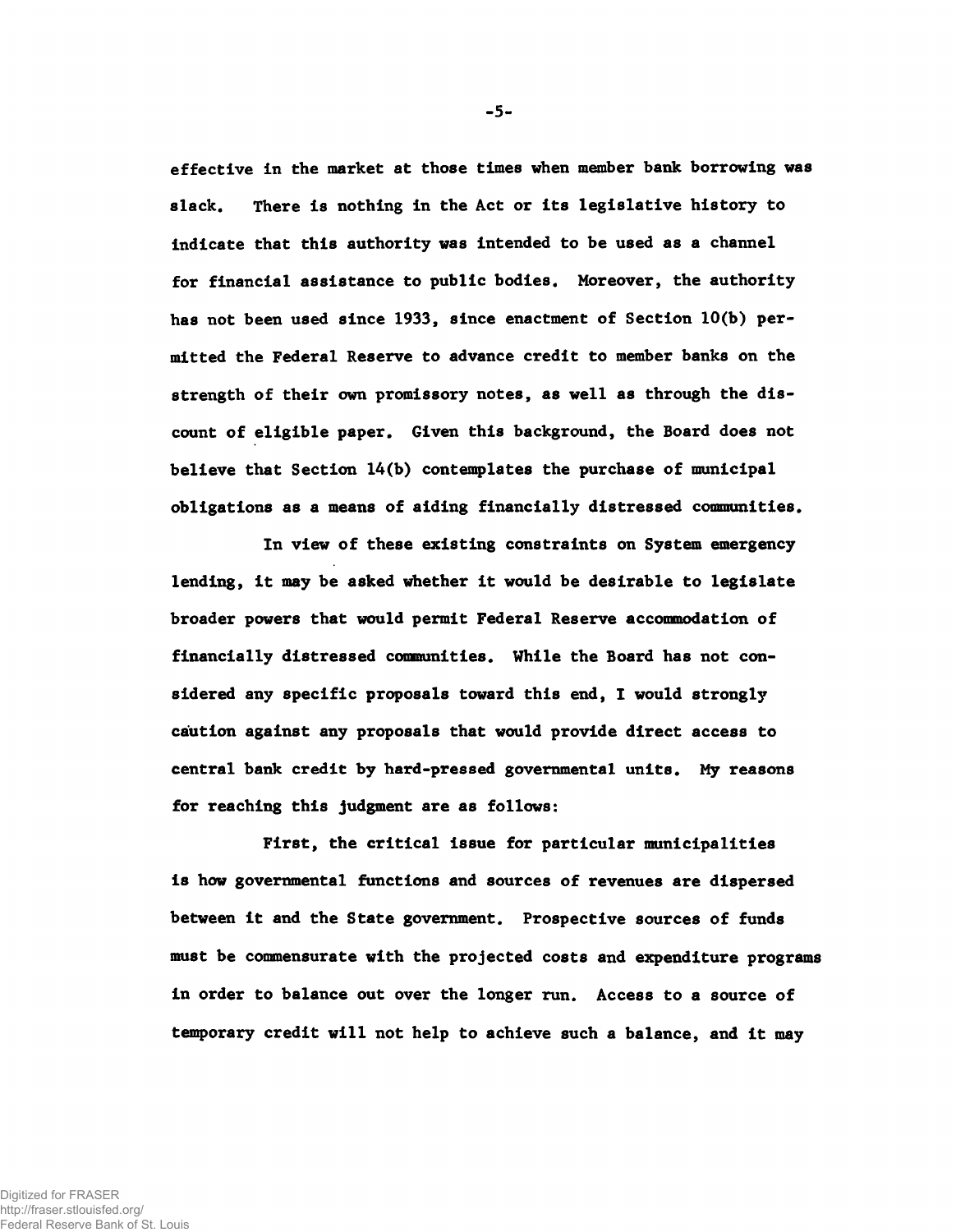effective in the market at those times when member bank borrowing was slack. There is nothing in the Act or its legislative history to indicate that this authority was intended to be used as a channel for financial assistance to public bodies. Moreover, the authority has not been used since 1933, since enactment of Section 10(b) permitted the Federal Reserve to advance credit to member banks on the strength of their own promissory notes, as well as through the discount of eligible paper. Given this background, the Board does not believe that Section 14(b) contemplates the purchase of municipal obligations as a means of aiding financially distressed communities.

In view of these existing constraints on System emergency lending, it may be asked whether it would be desirable to legislate broader powers that would permit Federal Reserve accommodation of financially distressed communities. While the Board has not considered any specific proposals toward this end, I would strongly caution against any proposals that would provide direct access to central bank credit by hard-pressed governmental units. My reasons for reaching this judgment are as follows:

First, the critical issue for particular municipalities is how governmental functions and sources of revenues are dispersed between it and the State government. Prospective sources of funds must be commensurate with the projected costs and expenditure programs in order to balance out over the longer run. Access to a source of temporary credit will not help to achieve such a balance, and it may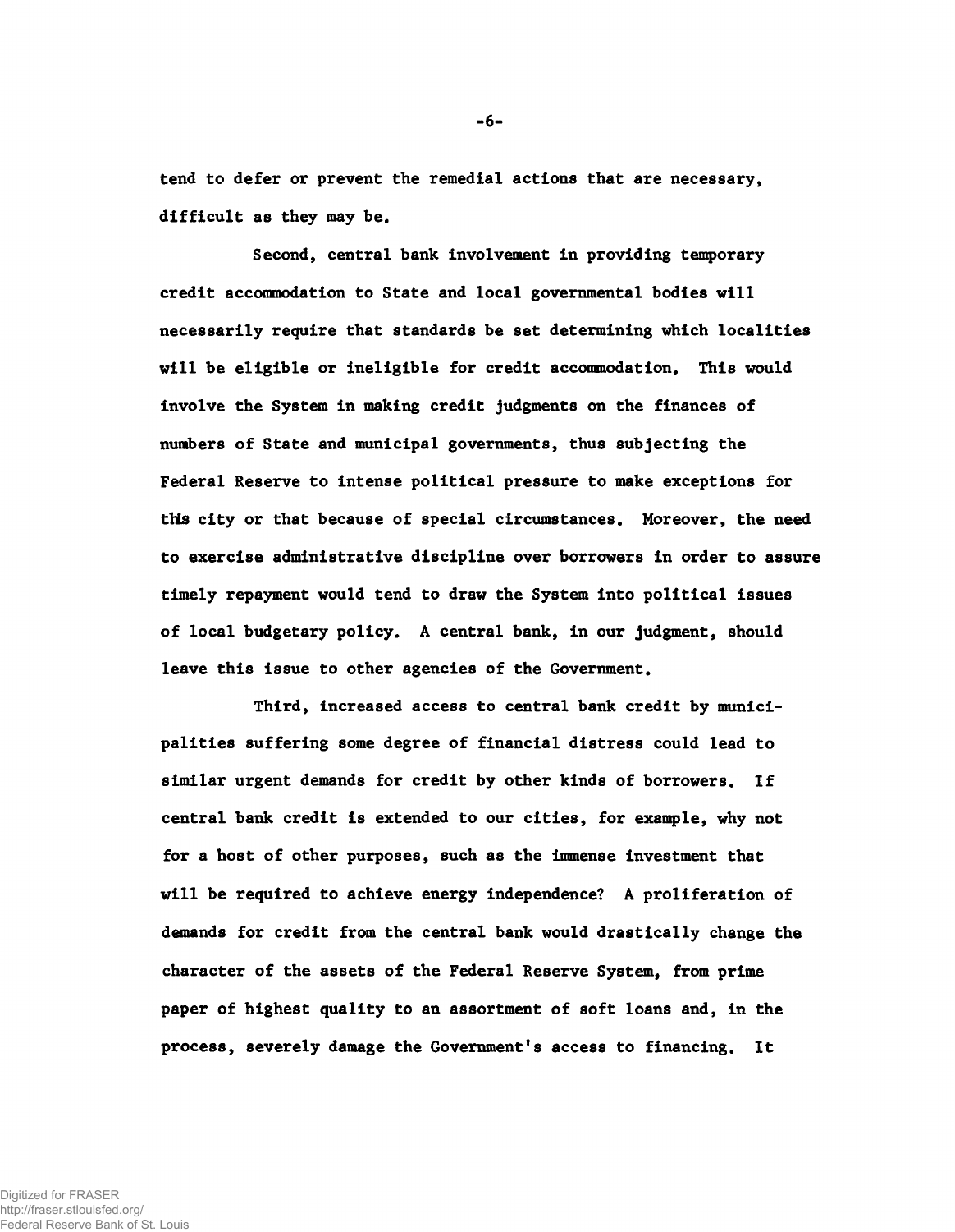tend to defer or prevent the remedial actions that are necessary, difficult as they may be.

Second, central bank involvement in providing temporary credit accommodation to State and local governmental bodies will necessarily require that standards be set determining which localities will be eligible or ineligible for credit accommodation. This would involve the System in making credit judgments on the finances of numbers of State and municipal governments, thus subjecting the Federal Reserve to intense political pressure to make exceptions for this city or that because of special circumstances. Moreover, the need to exercise administrative discipline over borrowers in order to assure timely repayment would tend to draw the System into political issues of local budgetary policy. A central bank, in our judgment, should leave this issue to other agencies of the Government.

Third, increased access to central bank credit by municipalities suffering some degree of financial distress could lead to similar urgent demands for credit by other kinds of borrowers. If central bank credit is extended to our cities, for example, why not for a host of other purposes, such as the immense investment that will be required to achieve energy independence? A proliferation of demands for credit from the central bank would drastically change the character of the assets of the Federal Reserve System, from prime paper of highest quality to an assortment of soft loans and, in the process, severely damage the Government's access to financing. It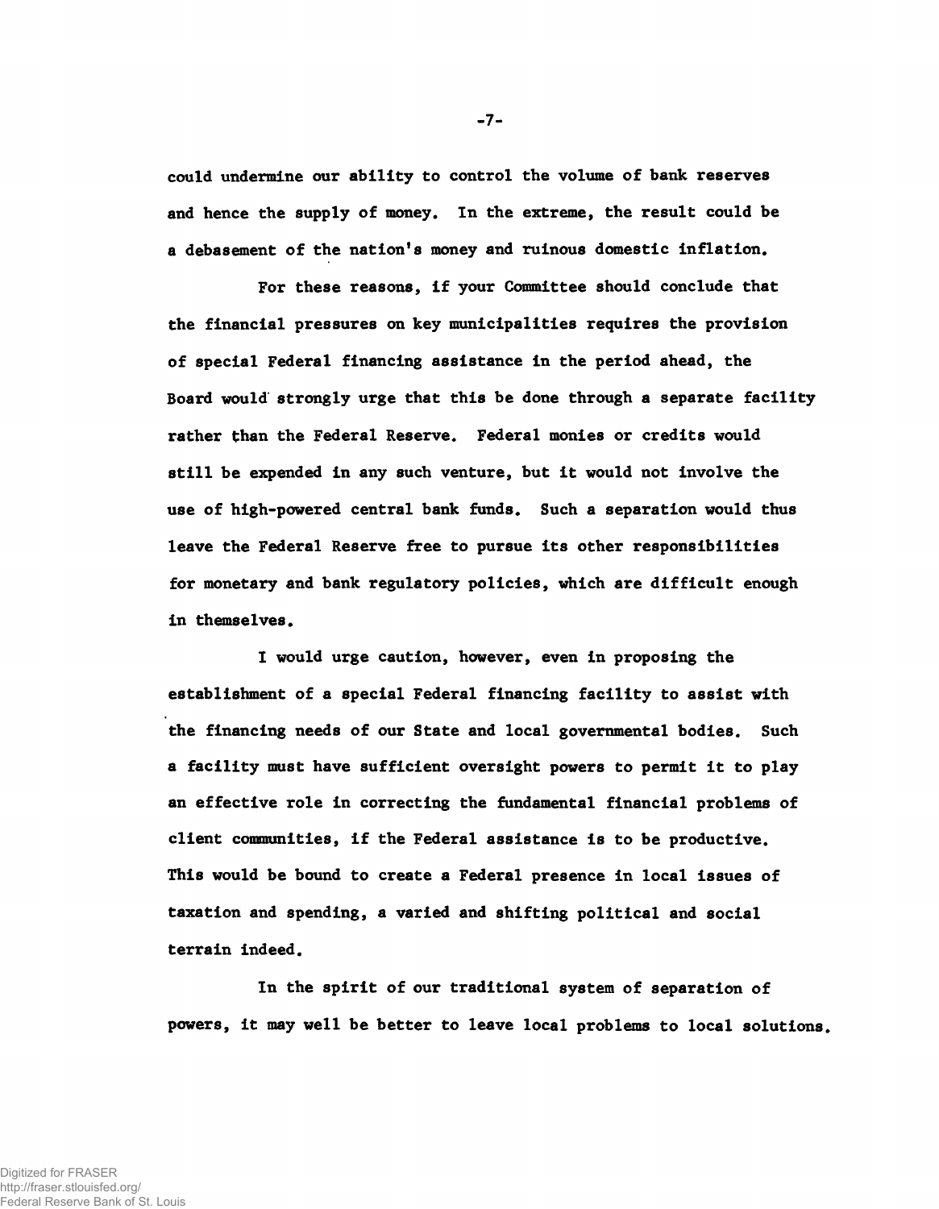could undermine our ability to control the volume of bank reserves and hence the supply of money. In the extreme, the result could be a debasement of the nation's money and ruinous domestic inflation.

For these reasons, if your Committee should conclude that the financial pressures on key municipalities requires the provision of special Federal financing assistance in the period ahead, the Board would strongly urge that this be done through a separate facility rather than the Federal Reserve. Federal monies or credits would still be expended in any such venture, but it would not involve the use of high-powered central bank funds. Such a separation would thus leave the Federal Reserve free to pursue its other responsibilities for monetary and bank regulatory policies, which are difficult enough in themselves.

I would urge caution, however, even in proposing the establishment of a special Federal financing facility to assist with the financing needs of our State and local governmental bodies. Such a facility must have sufficient oversight powers to permit it to play an effective role in correcting the fundamental financial problems of client communities, if the Federal assistance is to be productive. This would be bound to create a Federal presence in local issues of taxation and spending, a varied and shifting political and social terrain indeed.

In the spirit of our traditional system of separation of powers, it may well be better to leave local problems to local solutions.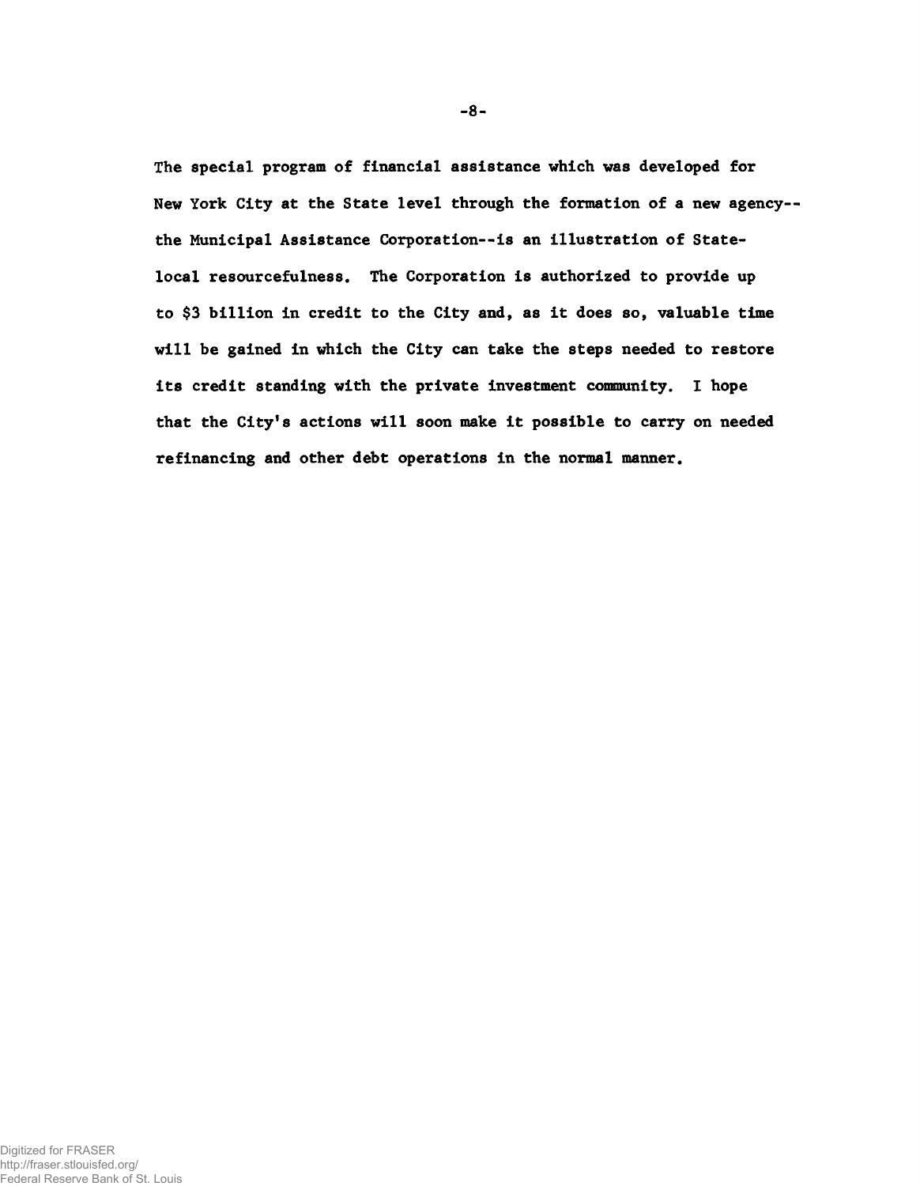The special program of financial assistance which was developed for New York City at the State level through the formation of a new agency--the Municipal Assistance Corporation--is an illustration of State-local resourcefulness. The Corporation is authorized to provide up to $3 billion in credit to the City and, as it does so, valuable time will be gained in which the City can take the steps needed to restore its credit standing with the private investment community. I hope that the City's actions will soon make it possible to carry on needed refinancing and other debt operations in the normal manner.